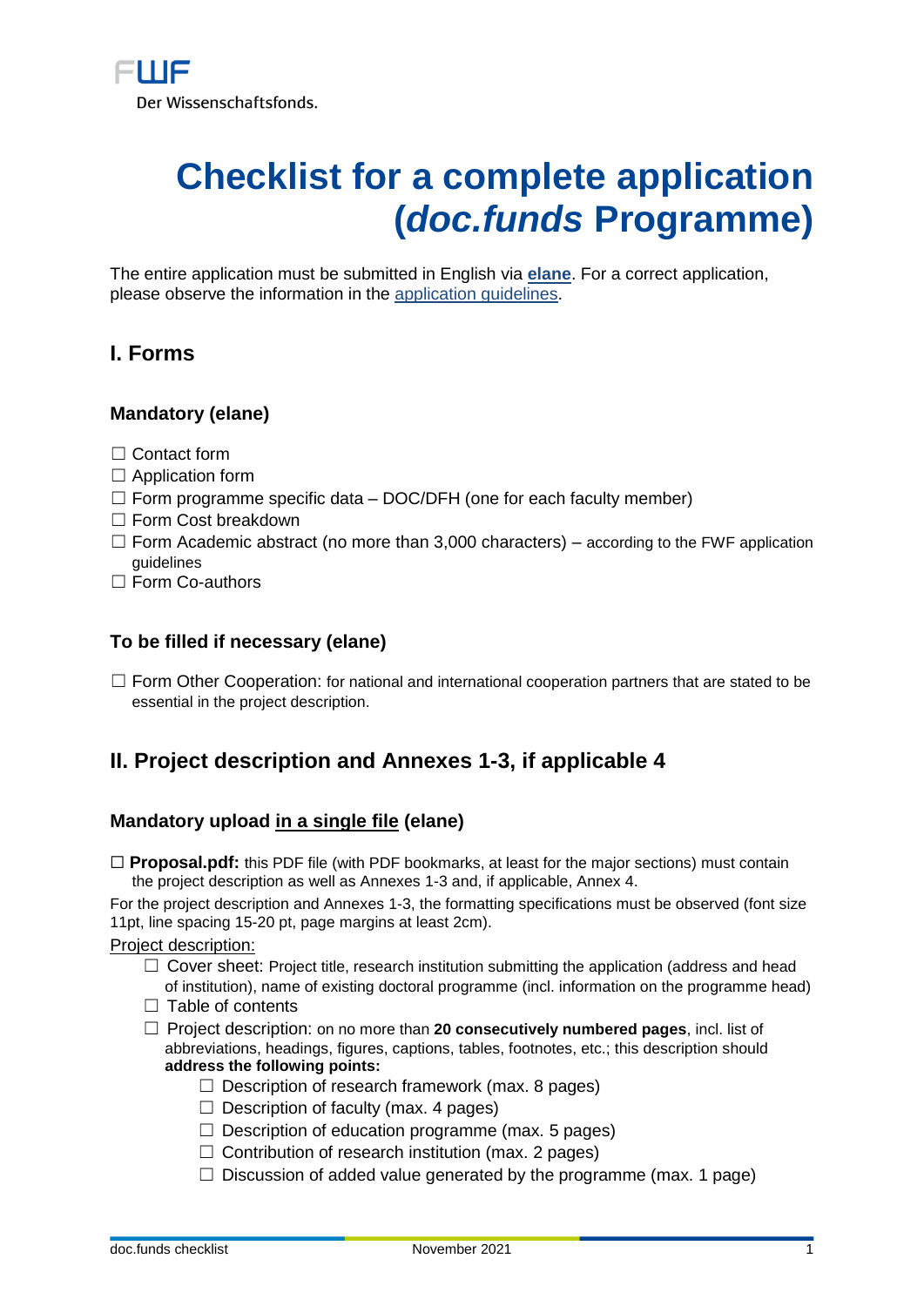FWF
Der Wissenschaftsfonds.

# Checklist for a complete application (*doc.funds* Programme)

The entire application must be submitted in English via **elane**. For a correct application, please observe the information in the application guidelines.

## I. Forms

### Mandatory (elane)

- ☐ Contact form
- ☐ Application form
- ☐ Form programme specific data – DOC/DFH (one for each faculty member)
- ☐ Form Cost breakdown
- ☐ Form Academic abstract (no more than 3,000 characters) – according to the FWF application guidelines
- ☐ Form Co-authors

### To be filled if necessary (elane)

- ☐ Form Other Cooperation: for national and international cooperation partners that are stated to be essential in the project description.

## II. Project description and Annexes 1-3, if applicable 4

### Mandatory upload <u>in a single file</u> (elane)

☐ **Proposal.pdf:** this PDF file (with PDF bookmarks, at least for the major sections) must contain the project description as well as Annexes 1-3 and, if applicable, Annex 4.

For the project description and Annexes 1-3, the formatting specifications must be observed (font size 11pt, line spacing 15-20 pt, page margins at least 2cm).

<u>Project description:</u>

- ☐ Cover sheet: Project title, research institution submitting the application (address and head of institution), name of existing doctoral programme (incl. information on the programme head)
- ☐ Table of contents
- ☐ Project description: on no more than **20 consecutively numbered pages**, incl. list of abbreviations, headings, figures, captions, tables, footnotes, etc.; this description should **address the following points:**
  - ☐ Description of research framework (max. 8 pages)
  - ☐ Description of faculty (max. 4 pages)
  - ☐ Description of education programme (max. 5 pages)
  - ☐ Contribution of research institution (max. 2 pages)
  - ☐ Discussion of added value generated by the programme (max. 1 page)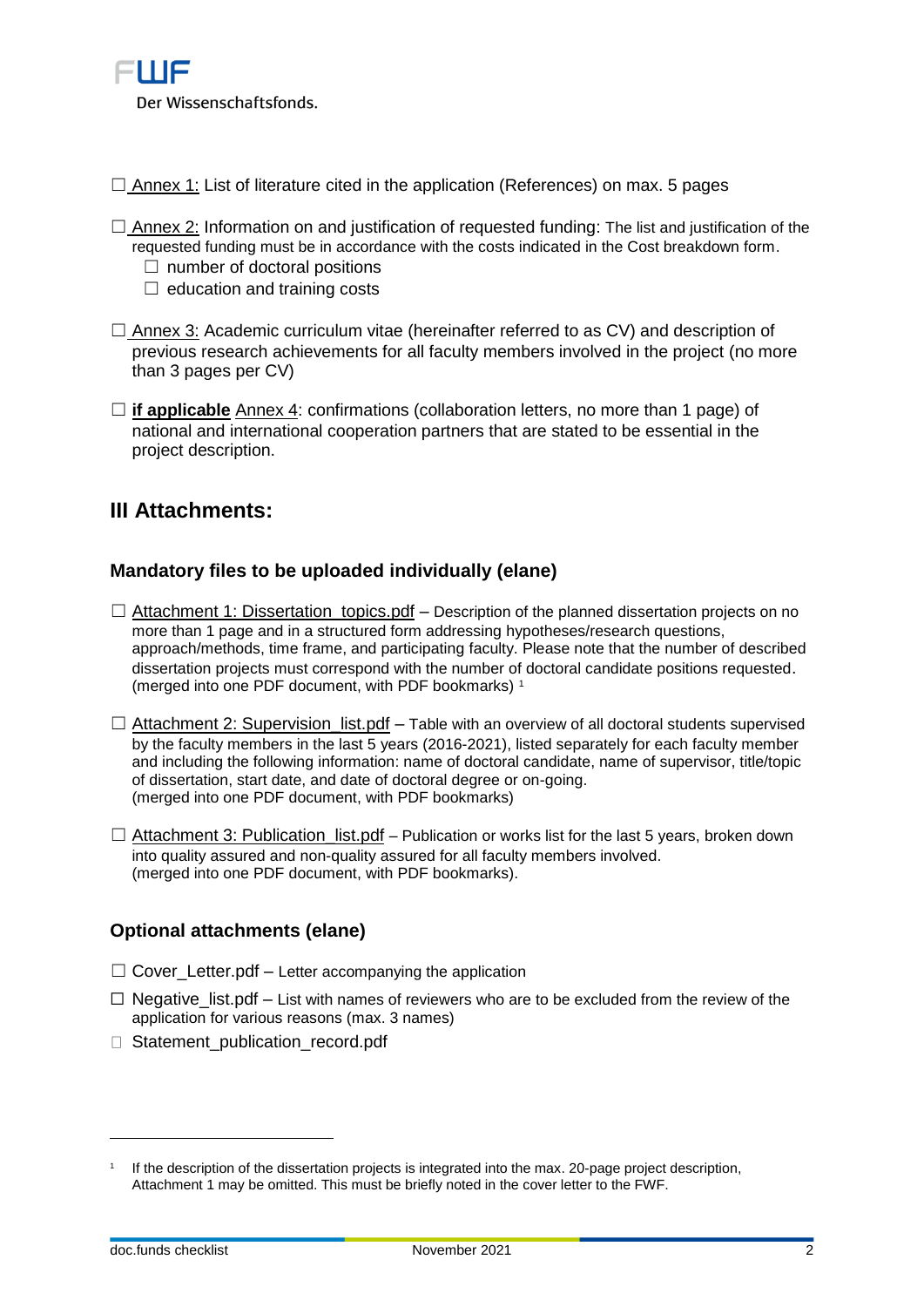☐ Annex 1: List of literature cited in the application (References) on max. 5 pages

☐ Annex 2: Information on and justification of requested funding: The list and justification of the requested funding must be in accordance with the costs indicated in the Cost breakdown form.

  ☐ number of doctoral positions

  ☐ education and training costs

☐ Annex 3: Academic curriculum vitae (hereinafter referred to as CV) and description of previous research achievements for all faculty members involved in the project (no more than 3 pages per CV)

☐ **if applicable** Annex 4: confirmations (collaboration letters, no more than 1 page) of national and international cooperation partners that are stated to be essential in the project description.

## III Attachments:

### Mandatory files to be uploaded individually (elane)

☐ Attachment 1: Dissertation_topics.pdf – Description of the planned dissertation projects on no more than 1 page and in a structured form addressing hypotheses/research questions, approach/methods, time frame, and participating faculty. Please note that the number of described dissertation projects must correspond with the number of doctoral candidate positions requested. (merged into one PDF document, with PDF bookmarks) [1]

☐ Attachment 2: Supervision_list.pdf – Table with an overview of all doctoral students supervised by the faculty members in the last 5 years (2016-2021), listed separately for each faculty member and including the following information: name of doctoral candidate, name of supervisor, title/topic of dissertation, start date, and date of doctoral degree or on-going. (merged into one PDF document, with PDF bookmarks)

☐ Attachment 3: Publication_list.pdf – Publication or works list for the last 5 years, broken down into quality assured and non-quality assured for all faculty members involved. (merged into one PDF document, with PDF bookmarks).

### Optional attachments (elane)

☐ Cover_Letter.pdf – Letter accompanying the application

☐ Negative_list.pdf – List with names of reviewers who are to be excluded from the review of the application for various reasons (max. 3 names)

☐ Statement_publication_record.pdf

---

[1] If the description of the dissertation projects is integrated into the max. 20-page project description, Attachment 1 may be omitted. This must be briefly noted in the cover letter to the FWF.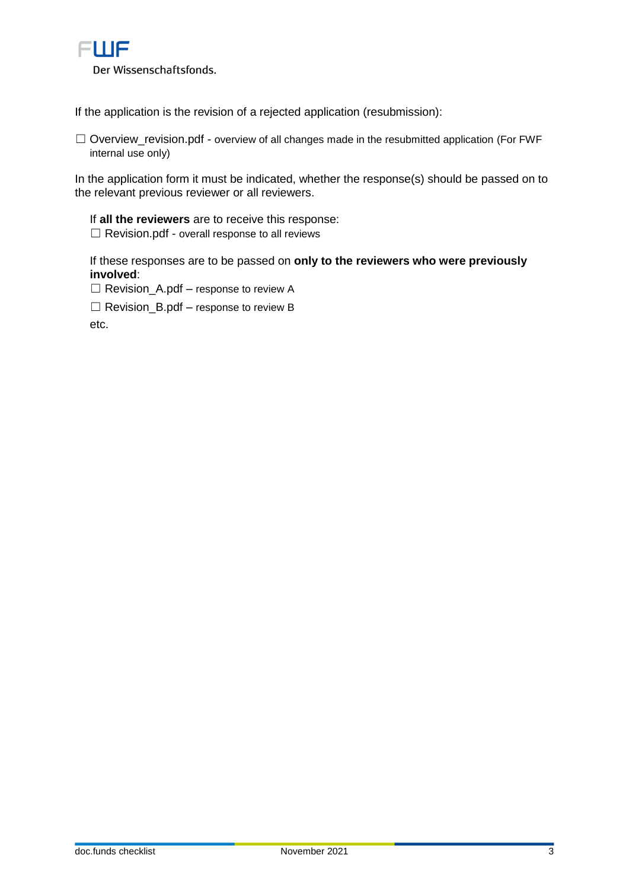If the application is the revision of a rejected application (resubmission):

☐ Overview_revision.pdf - overview of all changes made in the resubmitted application (For FWF internal use only)

In the application form it must be indicated, whether the response(s) should be passed on to the relevant previous reviewer or all reviewers.

If **all the reviewers** are to receive this response:
☐ Revision.pdf - overall response to all reviews

If these responses are to be passed on **only to the reviewers who were previously involved**:
☐ Revision_A.pdf – response to review A

☐ Revision_B.pdf – response to review B

etc.